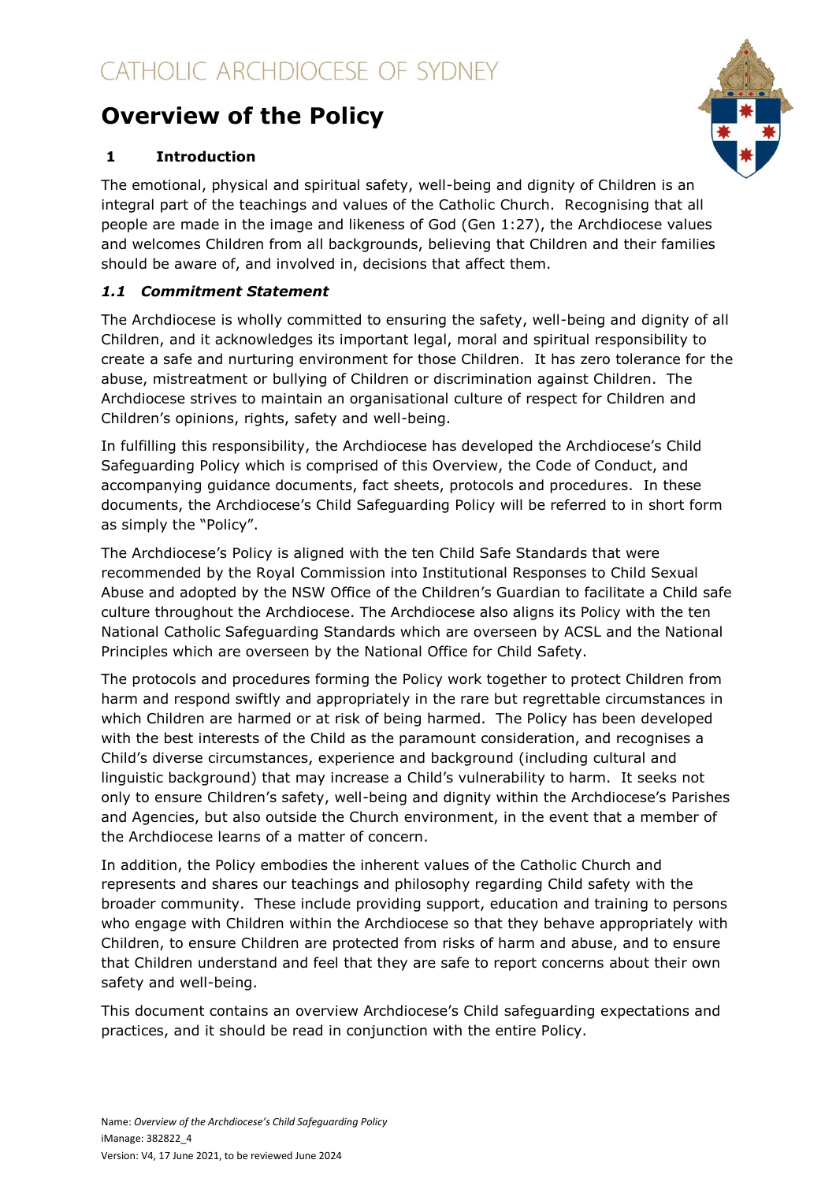CATHOLIC ARCHDIOCESE OF SYDNEY

# Overview of the Policy

## 1 Introduction

The emotional, physical and spiritual safety, well-being and dignity of Children is an integral part of the teachings and values of the Catholic Church. Recognising that all people are made in the image and likeness of God (Gen 1:27), the Archdiocese values and welcomes Children from all backgrounds, believing that Children and their families should be aware of, and involved in, decisions that affect them.

### *1.1 Commitment Statement*

The Archdiocese is wholly committed to ensuring the safety, well-being and dignity of all Children, and it acknowledges its important legal, moral and spiritual responsibility to create a safe and nurturing environment for those Children. It has zero tolerance for the abuse, mistreatment or bullying of Children or discrimination against Children. The Archdiocese strives to maintain an organisational culture of respect for Children and Children's opinions, rights, safety and well-being.

In fulfilling this responsibility, the Archdiocese has developed the Archdiocese's Child Safeguarding Policy which is comprised of this Overview, the Code of Conduct, and accompanying guidance documents, fact sheets, protocols and procedures. In these documents, the Archdiocese's Child Safeguarding Policy will be referred to in short form as simply the "Policy".

The Archdiocese's Policy is aligned with the ten Child Safe Standards that were recommended by the Royal Commission into Institutional Responses to Child Sexual Abuse and adopted by the NSW Office of the Children's Guardian to facilitate a Child safe culture throughout the Archdiocese. The Archdiocese also aligns its Policy with the ten National Catholic Safeguarding Standards which are overseen by ACSL and the National Principles which are overseen by the National Office for Child Safety.

The protocols and procedures forming the Policy work together to protect Children from harm and respond swiftly and appropriately in the rare but regrettable circumstances in which Children are harmed or at risk of being harmed. The Policy has been developed with the best interests of the Child as the paramount consideration, and recognises a Child's diverse circumstances, experience and background (including cultural and linguistic background) that may increase a Child's vulnerability to harm. It seeks not only to ensure Children's safety, well-being and dignity within the Archdiocese's Parishes and Agencies, but also outside the Church environment, in the event that a member of the Archdiocese learns of a matter of concern.

In addition, the Policy embodies the inherent values of the Catholic Church and represents and shares our teachings and philosophy regarding Child safety with the broader community. These include providing support, education and training to persons who engage with Children within the Archdiocese so that they behave appropriately with Children, to ensure Children are protected from risks of harm and abuse, and to ensure that Children understand and feel that they are safe to report concerns about their own safety and well-being.

This document contains an overview Archdiocese's Child safeguarding expectations and practices, and it should be read in conjunction with the entire Policy.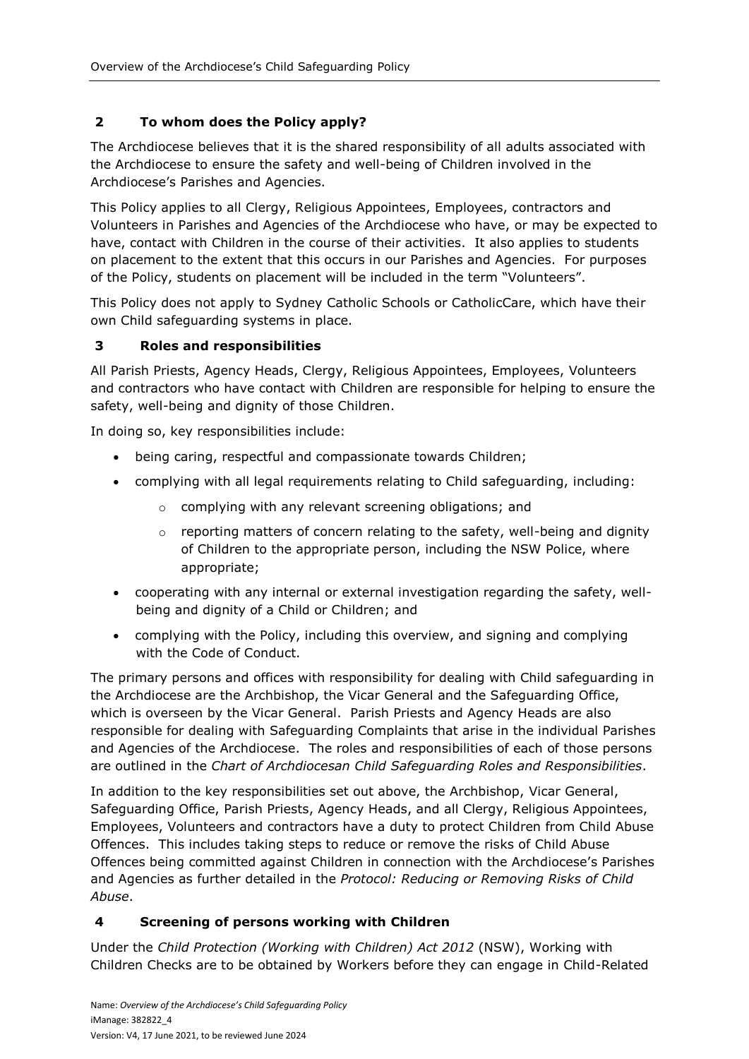## 2 To whom does the Policy apply?

The Archdiocese believes that it is the shared responsibility of all adults associated with the Archdiocese to ensure the safety and well-being of Children involved in the Archdiocese's Parishes and Agencies.

This Policy applies to all Clergy, Religious Appointees, Employees, contractors and Volunteers in Parishes and Agencies of the Archdiocese who have, or may be expected to have, contact with Children in the course of their activities. It also applies to students on placement to the extent that this occurs in our Parishes and Agencies. For purposes of the Policy, students on placement will be included in the term "Volunteers".

This Policy does not apply to Sydney Catholic Schools or CatholicCare, which have their own Child safeguarding systems in place.

## 3 Roles and responsibilities

All Parish Priests, Agency Heads, Clergy, Religious Appointees, Employees, Volunteers and contractors who have contact with Children are responsible for helping to ensure the safety, well-being and dignity of those Children.

In doing so, key responsibilities include:

- being caring, respectful and compassionate towards Children;
- complying with all legal requirements relating to Child safeguarding, including:
  - complying with any relevant screening obligations; and
  - reporting matters of concern relating to the safety, well-being and dignity of Children to the appropriate person, including the NSW Police, where appropriate;
- cooperating with any internal or external investigation regarding the safety, well-being and dignity of a Child or Children; and
- complying with the Policy, including this overview, and signing and complying with the Code of Conduct.

The primary persons and offices with responsibility for dealing with Child safeguarding in the Archdiocese are the Archbishop, the Vicar General and the Safeguarding Office, which is overseen by the Vicar General. Parish Priests and Agency Heads are also responsible for dealing with Safeguarding Complaints that arise in the individual Parishes and Agencies of the Archdiocese. The roles and responsibilities of each of those persons are outlined in the *Chart of Archdiocesan Child Safeguarding Roles and Responsibilities*.

In addition to the key responsibilities set out above, the Archbishop, Vicar General, Safeguarding Office, Parish Priests, Agency Heads, and all Clergy, Religious Appointees, Employees, Volunteers and contractors have a duty to protect Children from Child Abuse Offences. This includes taking steps to reduce or remove the risks of Child Abuse Offences being committed against Children in connection with the Archdiocese's Parishes and Agencies as further detailed in the *Protocol: Reducing or Removing Risks of Child Abuse*.

## 4 Screening of persons working with Children

Under the *Child Protection (Working with Children) Act 2012* (NSW), Working with Children Checks are to be obtained by Workers before they can engage in Child-Related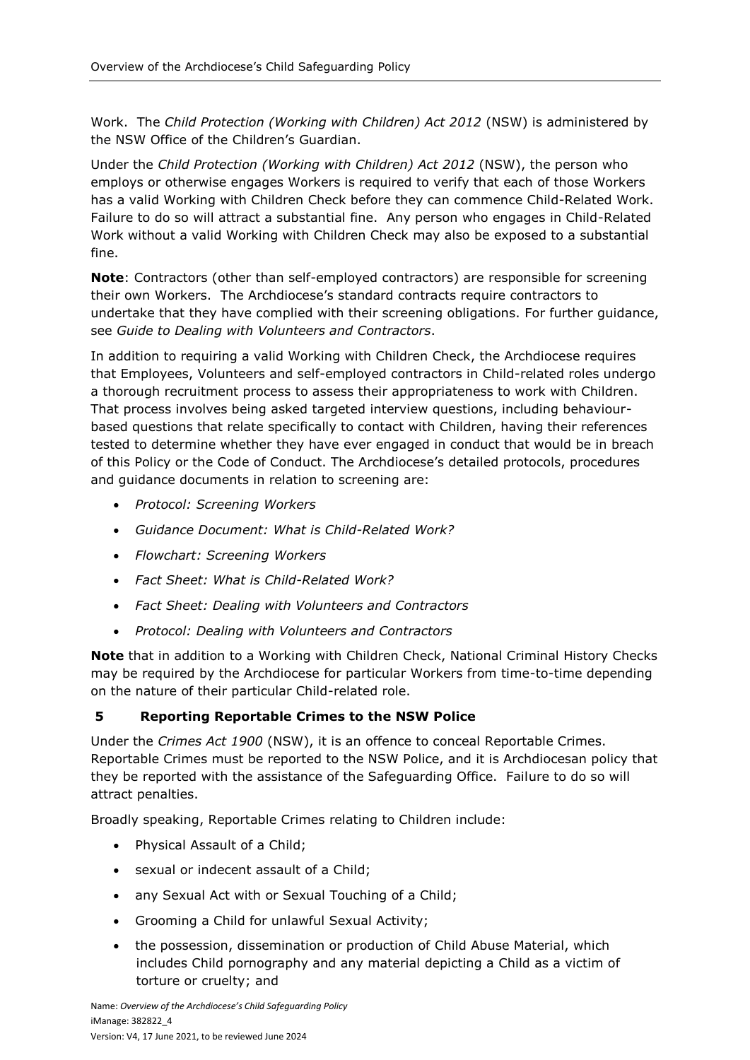Work. The *Child Protection (Working with Children) Act 2012* (NSW) is administered by the NSW Office of the Children's Guardian.

Under the *Child Protection (Working with Children) Act 2012* (NSW), the person who employs or otherwise engages Workers is required to verify that each of those Workers has a valid Working with Children Check before they can commence Child-Related Work. Failure to do so will attract a substantial fine. Any person who engages in Child-Related Work without a valid Working with Children Check may also be exposed to a substantial fine.

**Note**: Contractors (other than self-employed contractors) are responsible for screening their own Workers. The Archdiocese's standard contracts require contractors to undertake that they have complied with their screening obligations. For further guidance, see *Guide to Dealing with Volunteers and Contractors*.

In addition to requiring a valid Working with Children Check, the Archdiocese requires that Employees, Volunteers and self-employed contractors in Child-related roles undergo a thorough recruitment process to assess their appropriateness to work with Children. That process involves being asked targeted interview questions, including behaviour-based questions that relate specifically to contact with Children, having their references tested to determine whether they have ever engaged in conduct that would be in breach of this Policy or the Code of Conduct. The Archdiocese's detailed protocols, procedures and guidance documents in relation to screening are:

- *Protocol: Screening Workers*
- *Guidance Document: What is Child-Related Work?*
- *Flowchart: Screening Workers*
- *Fact Sheet: What is Child-Related Work?*
- *Fact Sheet: Dealing with Volunteers and Contractors*
- *Protocol: Dealing with Volunteers and Contractors*

**Note** that in addition to a Working with Children Check, National Criminal History Checks may be required by the Archdiocese for particular Workers from time-to-time depending on the nature of their particular Child-related role.

## 5 Reporting Reportable Crimes to the NSW Police

Under the *Crimes Act 1900* (NSW), it is an offence to conceal Reportable Crimes. Reportable Crimes must be reported to the NSW Police, and it is Archdiocesan policy that they be reported with the assistance of the Safeguarding Office. Failure to do so will attract penalties.

Broadly speaking, Reportable Crimes relating to Children include:

- Physical Assault of a Child;
- sexual or indecent assault of a Child;
- any Sexual Act with or Sexual Touching of a Child;
- Grooming a Child for unlawful Sexual Activity;
- the possession, dissemination or production of Child Abuse Material, which includes Child pornography and any material depicting a Child as a victim of torture or cruelty; and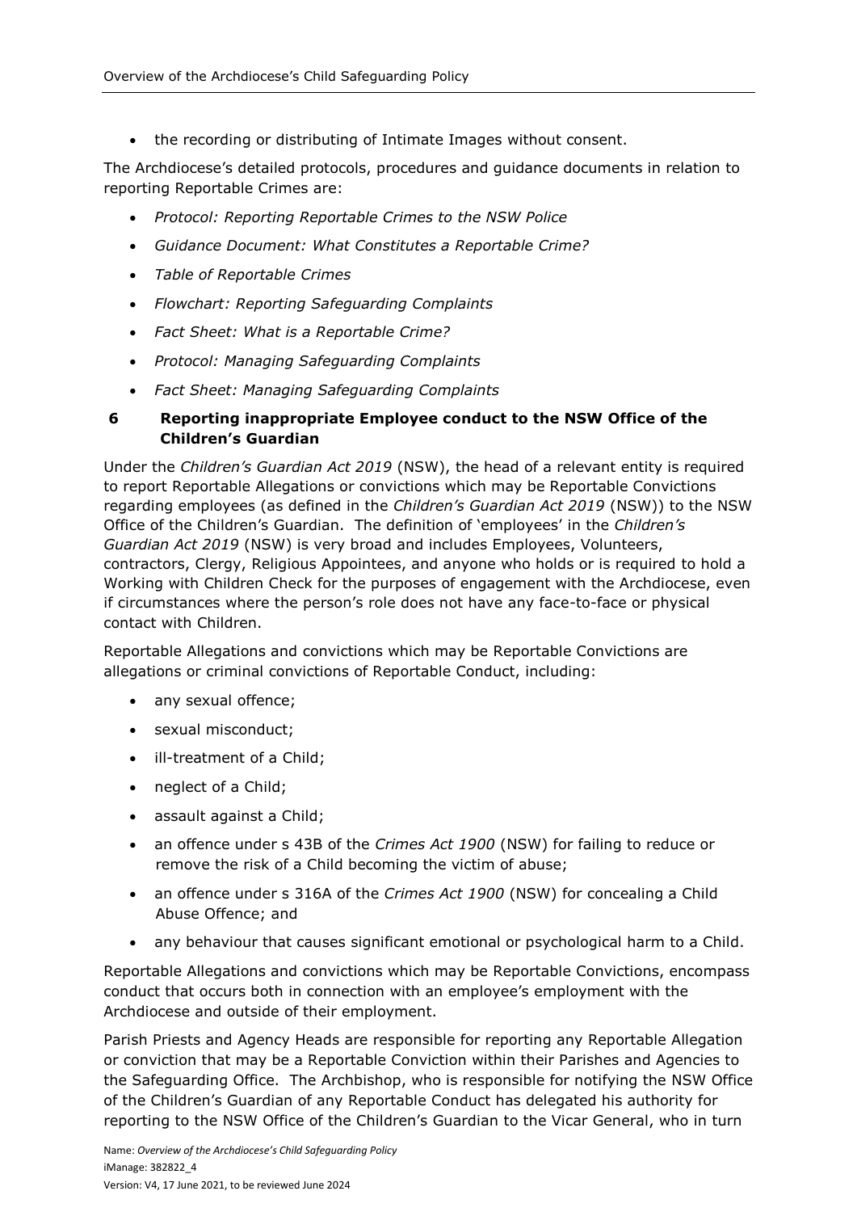- the recording or distributing of Intimate Images without consent.

The Archdiocese's detailed protocols, procedures and guidance documents in relation to reporting Reportable Crimes are:

- *Protocol: Reporting Reportable Crimes to the NSW Police*
- *Guidance Document: What Constitutes a Reportable Crime?*
- *Table of Reportable Crimes*
- *Flowchart: Reporting Safeguarding Complaints*
- *Fact Sheet: What is a Reportable Crime?*
- *Protocol: Managing Safeguarding Complaints*
- *Fact Sheet: Managing Safeguarding Complaints*

## 6 Reporting inappropriate Employee conduct to the NSW Office of the Children's Guardian

Under the *Children's Guardian Act 2019* (NSW), the head of a relevant entity is required to report Reportable Allegations or convictions which may be Reportable Convictions regarding employees (as defined in the *Children's Guardian Act 2019* (NSW)) to the NSW Office of the Children's Guardian. The definition of 'employees' in the *Children's Guardian Act 2019* (NSW) is very broad and includes Employees, Volunteers, contractors, Clergy, Religious Appointees, and anyone who holds or is required to hold a Working with Children Check for the purposes of engagement with the Archdiocese, even if circumstances where the person's role does not have any face-to-face or physical contact with Children.

Reportable Allegations and convictions which may be Reportable Convictions are allegations or criminal convictions of Reportable Conduct, including:

- any sexual offence;
- sexual misconduct;
- ill-treatment of a Child;
- neglect of a Child;
- assault against a Child;
- an offence under s 43B of the *Crimes Act 1900* (NSW) for failing to reduce or remove the risk of a Child becoming the victim of abuse;
- an offence under s 316A of the *Crimes Act 1900* (NSW) for concealing a Child Abuse Offence; and
- any behaviour that causes significant emotional or psychological harm to a Child.

Reportable Allegations and convictions which may be Reportable Convictions, encompass conduct that occurs both in connection with an employee's employment with the Archdiocese and outside of their employment.

Parish Priests and Agency Heads are responsible for reporting any Reportable Allegation or conviction that may be a Reportable Conviction within their Parishes and Agencies to the Safeguarding Office. The Archbishop, who is responsible for notifying the NSW Office of the Children's Guardian of any Reportable Conduct has delegated his authority for reporting to the NSW Office of the Children's Guardian to the Vicar General, who in turn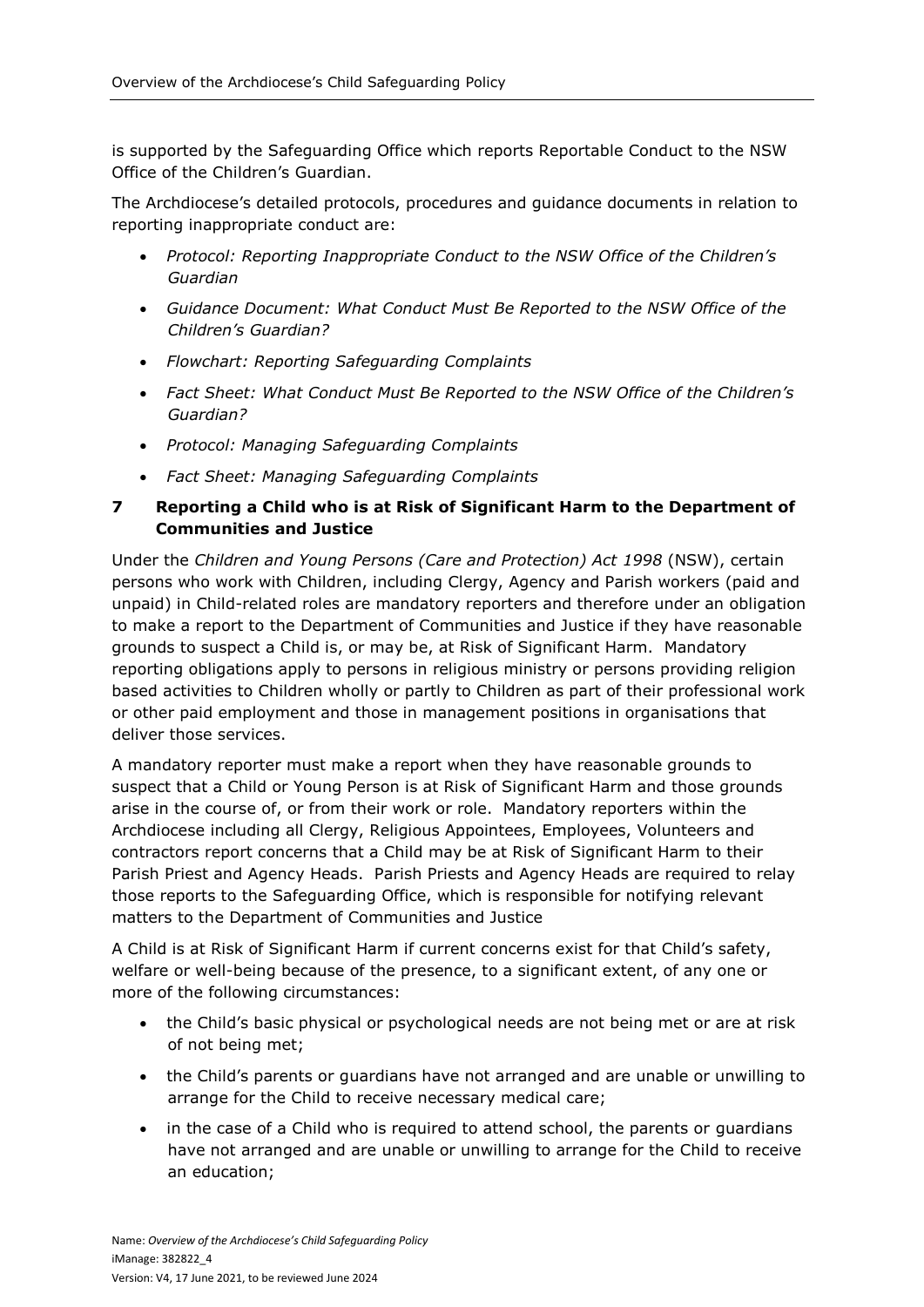is supported by the Safeguarding Office which reports Reportable Conduct to the NSW Office of the Children's Guardian.

The Archdiocese's detailed protocols, procedures and guidance documents in relation to reporting inappropriate conduct are:

- *Protocol: Reporting Inappropriate Conduct to the NSW Office of the Children's Guardian*
- *Guidance Document: What Conduct Must Be Reported to the NSW Office of the Children's Guardian?*
- *Flowchart: Reporting Safeguarding Complaints*
- *Fact Sheet: What Conduct Must Be Reported to the NSW Office of the Children's Guardian?*
- *Protocol: Managing Safeguarding Complaints*
- *Fact Sheet: Managing Safeguarding Complaints*

## 7 Reporting a Child who is at Risk of Significant Harm to the Department of Communities and Justice

Under the *Children and Young Persons (Care and Protection) Act 1998* (NSW), certain persons who work with Children, including Clergy, Agency and Parish workers (paid and unpaid) in Child-related roles are mandatory reporters and therefore under an obligation to make a report to the Department of Communities and Justice if they have reasonable grounds to suspect a Child is, or may be, at Risk of Significant Harm. Mandatory reporting obligations apply to persons in religious ministry or persons providing religion based activities to Children wholly or partly to Children as part of their professional work or other paid employment and those in management positions in organisations that deliver those services.

A mandatory reporter must make a report when they have reasonable grounds to suspect that a Child or Young Person is at Risk of Significant Harm and those grounds arise in the course of, or from their work or role. Mandatory reporters within the Archdiocese including all Clergy, Religious Appointees, Employees, Volunteers and contractors report concerns that a Child may be at Risk of Significant Harm to their Parish Priest and Agency Heads. Parish Priests and Agency Heads are required to relay those reports to the Safeguarding Office, which is responsible for notifying relevant matters to the Department of Communities and Justice

A Child is at Risk of Significant Harm if current concerns exist for that Child's safety, welfare or well-being because of the presence, to a significant extent, of any one or more of the following circumstances:

- the Child's basic physical or psychological needs are not being met or are at risk of not being met;
- the Child's parents or guardians have not arranged and are unable or unwilling to arrange for the Child to receive necessary medical care;
- in the case of a Child who is required to attend school, the parents or guardians have not arranged and are unable or unwilling to arrange for the Child to receive an education;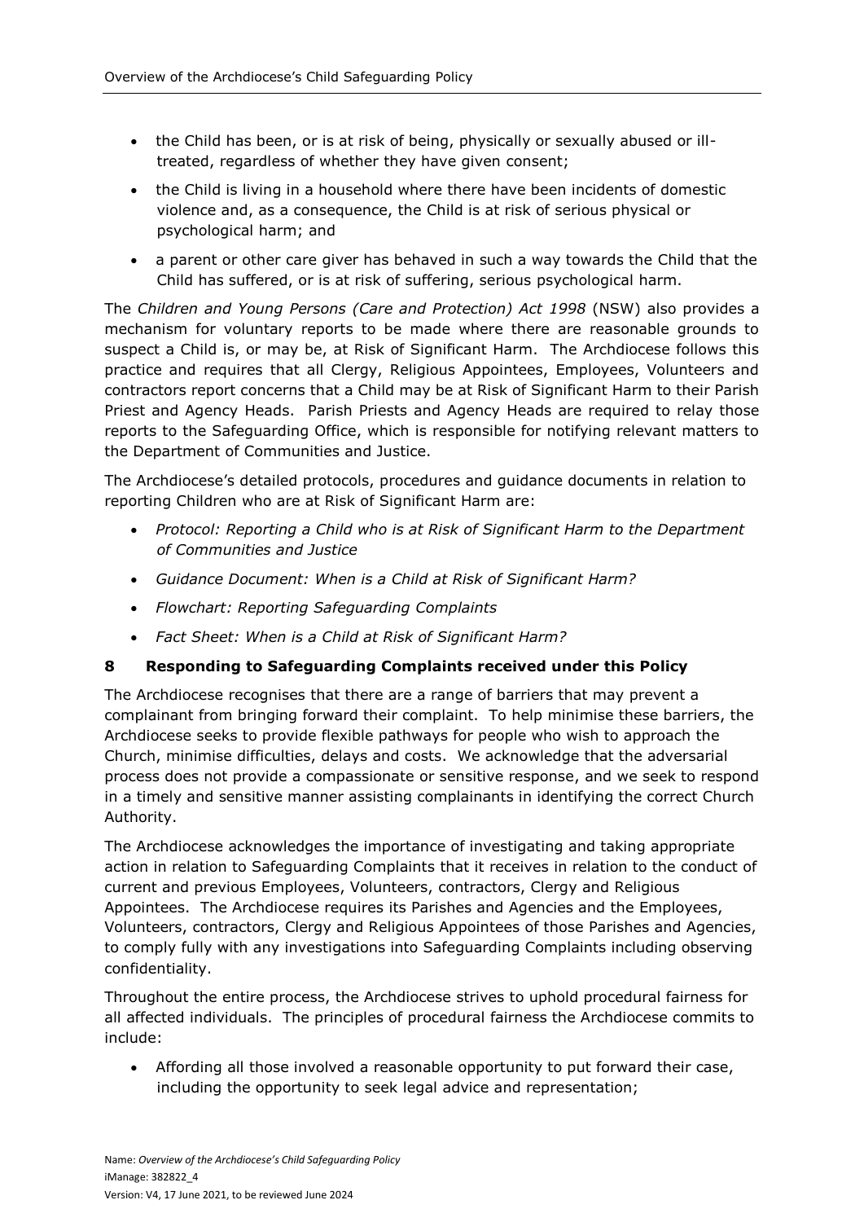- the Child has been, or is at risk of being, physically or sexually abused or ill-treated, regardless of whether they have given consent;
- the Child is living in a household where there have been incidents of domestic violence and, as a consequence, the Child is at risk of serious physical or psychological harm; and
- a parent or other care giver has behaved in such a way towards the Child that the Child has suffered, or is at risk of suffering, serious psychological harm.

The *Children and Young Persons (Care and Protection) Act 1998* (NSW) also provides a mechanism for voluntary reports to be made where there are reasonable grounds to suspect a Child is, or may be, at Risk of Significant Harm. The Archdiocese follows this practice and requires that all Clergy, Religious Appointees, Employees, Volunteers and contractors report concerns that a Child may be at Risk of Significant Harm to their Parish Priest and Agency Heads. Parish Priests and Agency Heads are required to relay those reports to the Safeguarding Office, which is responsible for notifying relevant matters to the Department of Communities and Justice.

The Archdiocese's detailed protocols, procedures and guidance documents in relation to reporting Children who are at Risk of Significant Harm are:

- *Protocol: Reporting a Child who is at Risk of Significant Harm to the Department of Communities and Justice*
- *Guidance Document: When is a Child at Risk of Significant Harm?*
- *Flowchart: Reporting Safeguarding Complaints*
- *Fact Sheet: When is a Child at Risk of Significant Harm?*

## 8 Responding to Safeguarding Complaints received under this Policy

The Archdiocese recognises that there are a range of barriers that may prevent a complainant from bringing forward their complaint. To help minimise these barriers, the Archdiocese seeks to provide flexible pathways for people who wish to approach the Church, minimise difficulties, delays and costs. We acknowledge that the adversarial process does not provide a compassionate or sensitive response, and we seek to respond in a timely and sensitive manner assisting complainants in identifying the correct Church Authority.

The Archdiocese acknowledges the importance of investigating and taking appropriate action in relation to Safeguarding Complaints that it receives in relation to the conduct of current and previous Employees, Volunteers, contractors, Clergy and Religious Appointees. The Archdiocese requires its Parishes and Agencies and the Employees, Volunteers, contractors, Clergy and Religious Appointees of those Parishes and Agencies, to comply fully with any investigations into Safeguarding Complaints including observing confidentiality.

Throughout the entire process, the Archdiocese strives to uphold procedural fairness for all affected individuals. The principles of procedural fairness the Archdiocese commits to include:

- Affording all those involved a reasonable opportunity to put forward their case, including the opportunity to seek legal advice and representation;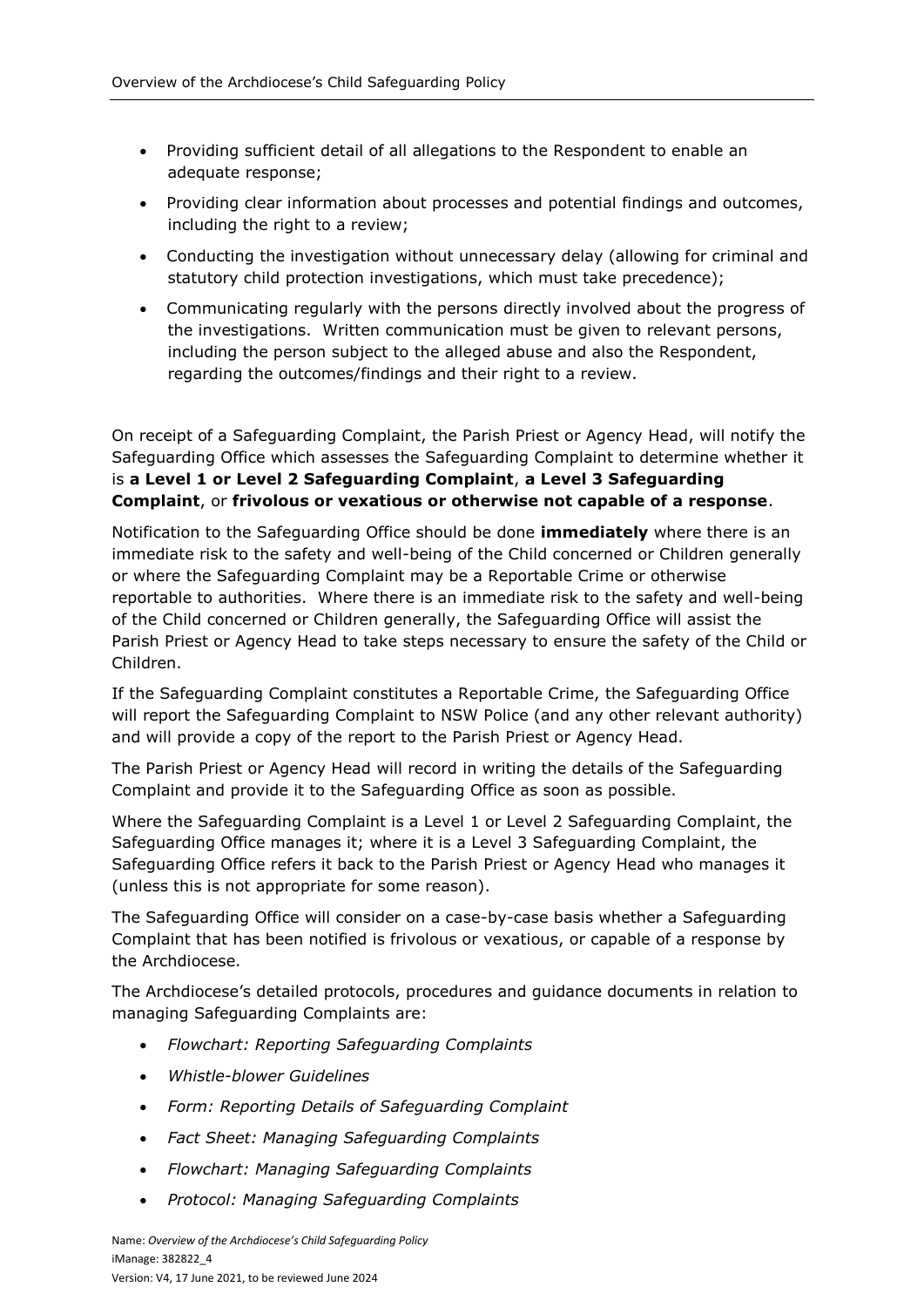- Providing sufficient detail of all allegations to the Respondent to enable an adequate response;
- Providing clear information about processes and potential findings and outcomes, including the right to a review;
- Conducting the investigation without unnecessary delay (allowing for criminal and statutory child protection investigations, which must take precedence);
- Communicating regularly with the persons directly involved about the progress of the investigations. Written communication must be given to relevant persons, including the person subject to the alleged abuse and also the Respondent, regarding the outcomes/findings and their right to a review.

On receipt of a Safeguarding Complaint, the Parish Priest or Agency Head, will notify the Safeguarding Office which assesses the Safeguarding Complaint to determine whether it is **a Level 1 or Level 2 Safeguarding Complaint**, **a Level 3 Safeguarding Complaint**, or **frivolous or vexatious or otherwise not capable of a response**.

Notification to the Safeguarding Office should be done **immediately** where there is an immediate risk to the safety and well-being of the Child concerned or Children generally or where the Safeguarding Complaint may be a Reportable Crime or otherwise reportable to authorities. Where there is an immediate risk to the safety and well-being of the Child concerned or Children generally, the Safeguarding Office will assist the Parish Priest or Agency Head to take steps necessary to ensure the safety of the Child or Children.

If the Safeguarding Complaint constitutes a Reportable Crime, the Safeguarding Office will report the Safeguarding Complaint to NSW Police (and any other relevant authority) and will provide a copy of the report to the Parish Priest or Agency Head.

The Parish Priest or Agency Head will record in writing the details of the Safeguarding Complaint and provide it to the Safeguarding Office as soon as possible.

Where the Safeguarding Complaint is a Level 1 or Level 2 Safeguarding Complaint, the Safeguarding Office manages it; where it is a Level 3 Safeguarding Complaint, the Safeguarding Office refers it back to the Parish Priest or Agency Head who manages it (unless this is not appropriate for some reason).

The Safeguarding Office will consider on a case-by-case basis whether a Safeguarding Complaint that has been notified is frivolous or vexatious, or capable of a response by the Archdiocese.

The Archdiocese's detailed protocols, procedures and guidance documents in relation to managing Safeguarding Complaints are:

- *Flowchart: Reporting Safeguarding Complaints*
- *Whistle-blower Guidelines*
- *Form: Reporting Details of Safeguarding Complaint*
- *Fact Sheet: Managing Safeguarding Complaints*
- *Flowchart: Managing Safeguarding Complaints*
- *Protocol: Managing Safeguarding Complaints*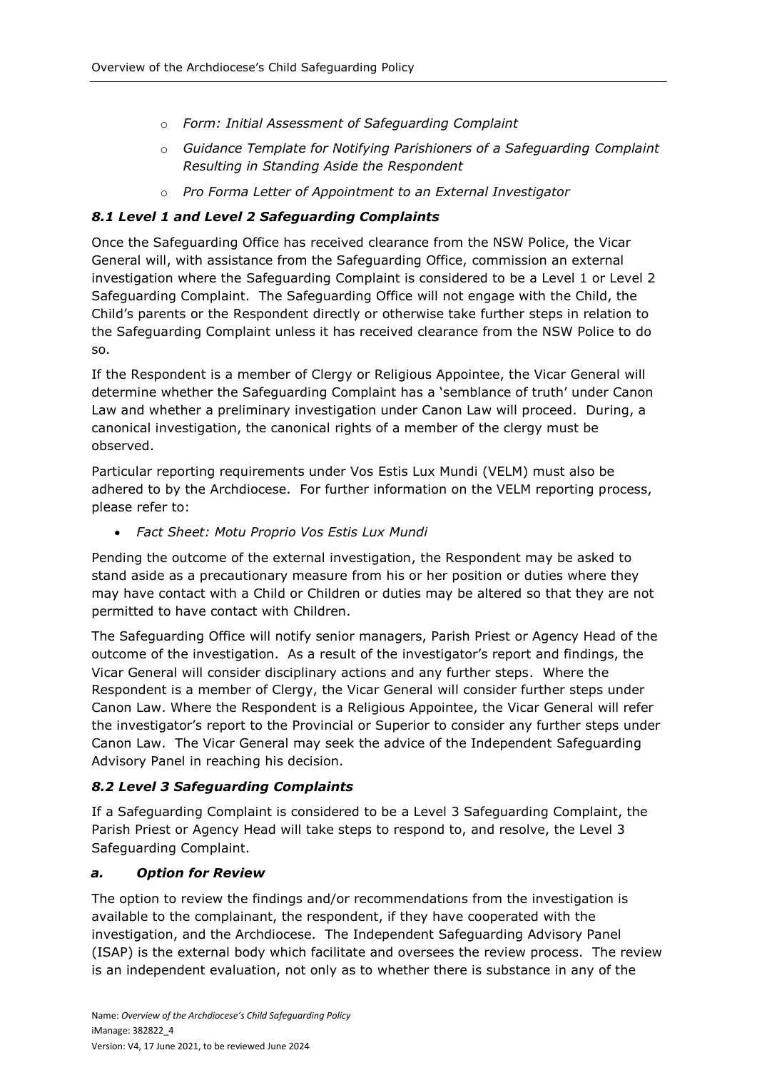- *Form: Initial Assessment of Safeguarding Complaint*
- *Guidance Template for Notifying Parishioners of a Safeguarding Complaint Resulting in Standing Aside the Respondent*
- *Pro Forma Letter of Appointment to an External Investigator*

### *8.1 Level 1 and Level 2 Safeguarding Complaints*

Once the Safeguarding Office has received clearance from the NSW Police, the Vicar General will, with assistance from the Safeguarding Office, commission an external investigation where the Safeguarding Complaint is considered to be a Level 1 or Level 2 Safeguarding Complaint. The Safeguarding Office will not engage with the Child, the Child's parents or the Respondent directly or otherwise take further steps in relation to the Safeguarding Complaint unless it has received clearance from the NSW Police to do so.

If the Respondent is a member of Clergy or Religious Appointee, the Vicar General will determine whether the Safeguarding Complaint has a 'semblance of truth' under Canon Law and whether a preliminary investigation under Canon Law will proceed. During, a canonical investigation, the canonical rights of a member of the clergy must be observed.

Particular reporting requirements under Vos Estis Lux Mundi (VELM) must also be adhered to by the Archdiocese. For further information on the VELM reporting process, please refer to:

- *Fact Sheet: Motu Proprio Vos Estis Lux Mundi*

Pending the outcome of the external investigation, the Respondent may be asked to stand aside as a precautionary measure from his or her position or duties where they may have contact with a Child or Children or duties may be altered so that they are not permitted to have contact with Children.

The Safeguarding Office will notify senior managers, Parish Priest or Agency Head of the outcome of the investigation. As a result of the investigator's report and findings, the Vicar General will consider disciplinary actions and any further steps. Where the Respondent is a member of Clergy, the Vicar General will consider further steps under Canon Law. Where the Respondent is a Religious Appointee, the Vicar General will refer the investigator's report to the Provincial or Superior to consider any further steps under Canon Law. The Vicar General may seek the advice of the Independent Safeguarding Advisory Panel in reaching his decision.

### *8.2 Level 3 Safeguarding Complaints*

If a Safeguarding Complaint is considered to be a Level 3 Safeguarding Complaint, the Parish Priest or Agency Head will take steps to respond to, and resolve, the Level 3 Safeguarding Complaint.

#### *a. Option for Review*

The option to review the findings and/or recommendations from the investigation is available to the complainant, the respondent, if they have cooperated with the investigation, and the Archdiocese. The Independent Safeguarding Advisory Panel (ISAP) is the external body which facilitate and oversees the review process. The review is an independent evaluation, not only as to whether there is substance in any of the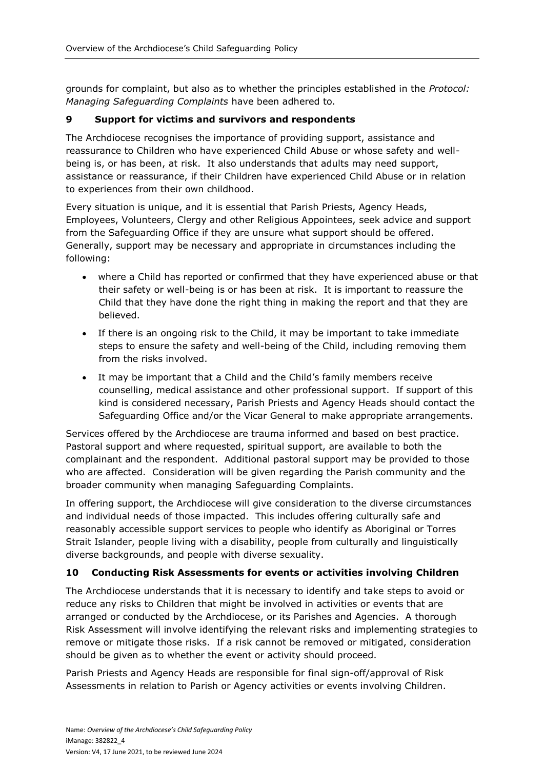grounds for complaint, but also as to whether the principles established in the *Protocol: Managing Safeguarding Complaints* have been adhered to.

## 9 Support for victims and survivors and respondents

The Archdiocese recognises the importance of providing support, assistance and reassurance to Children who have experienced Child Abuse or whose safety and well-being is, or has been, at risk. It also understands that adults may need support, assistance or reassurance, if their Children have experienced Child Abuse or in relation to experiences from their own childhood.

Every situation is unique, and it is essential that Parish Priests, Agency Heads, Employees, Volunteers, Clergy and other Religious Appointees, seek advice and support from the Safeguarding Office if they are unsure what support should be offered. Generally, support may be necessary and appropriate in circumstances including the following:

- where a Child has reported or confirmed that they have experienced abuse or that their safety or well-being is or has been at risk. It is important to reassure the Child that they have done the right thing in making the report and that they are believed.
- If there is an ongoing risk to the Child, it may be important to take immediate steps to ensure the safety and well-being of the Child, including removing them from the risks involved.
- It may be important that a Child and the Child's family members receive counselling, medical assistance and other professional support. If support of this kind is considered necessary, Parish Priests and Agency Heads should contact the Safeguarding Office and/or the Vicar General to make appropriate arrangements.

Services offered by the Archdiocese are trauma informed and based on best practice. Pastoral support and where requested, spiritual support, are available to both the complainant and the respondent. Additional pastoral support may be provided to those who are affected. Consideration will be given regarding the Parish community and the broader community when managing Safeguarding Complaints.

In offering support, the Archdiocese will give consideration to the diverse circumstances and individual needs of those impacted. This includes offering culturally safe and reasonably accessible support services to people who identify as Aboriginal or Torres Strait Islander, people living with a disability, people from culturally and linguistically diverse backgrounds, and people with diverse sexuality.

## 10 Conducting Risk Assessments for events or activities involving Children

The Archdiocese understands that it is necessary to identify and take steps to avoid or reduce any risks to Children that might be involved in activities or events that are arranged or conducted by the Archdiocese, or its Parishes and Agencies. A thorough Risk Assessment will involve identifying the relevant risks and implementing strategies to remove or mitigate those risks. If a risk cannot be removed or mitigated, consideration should be given as to whether the event or activity should proceed.

Parish Priests and Agency Heads are responsible for final sign-off/approval of Risk Assessments in relation to Parish or Agency activities or events involving Children.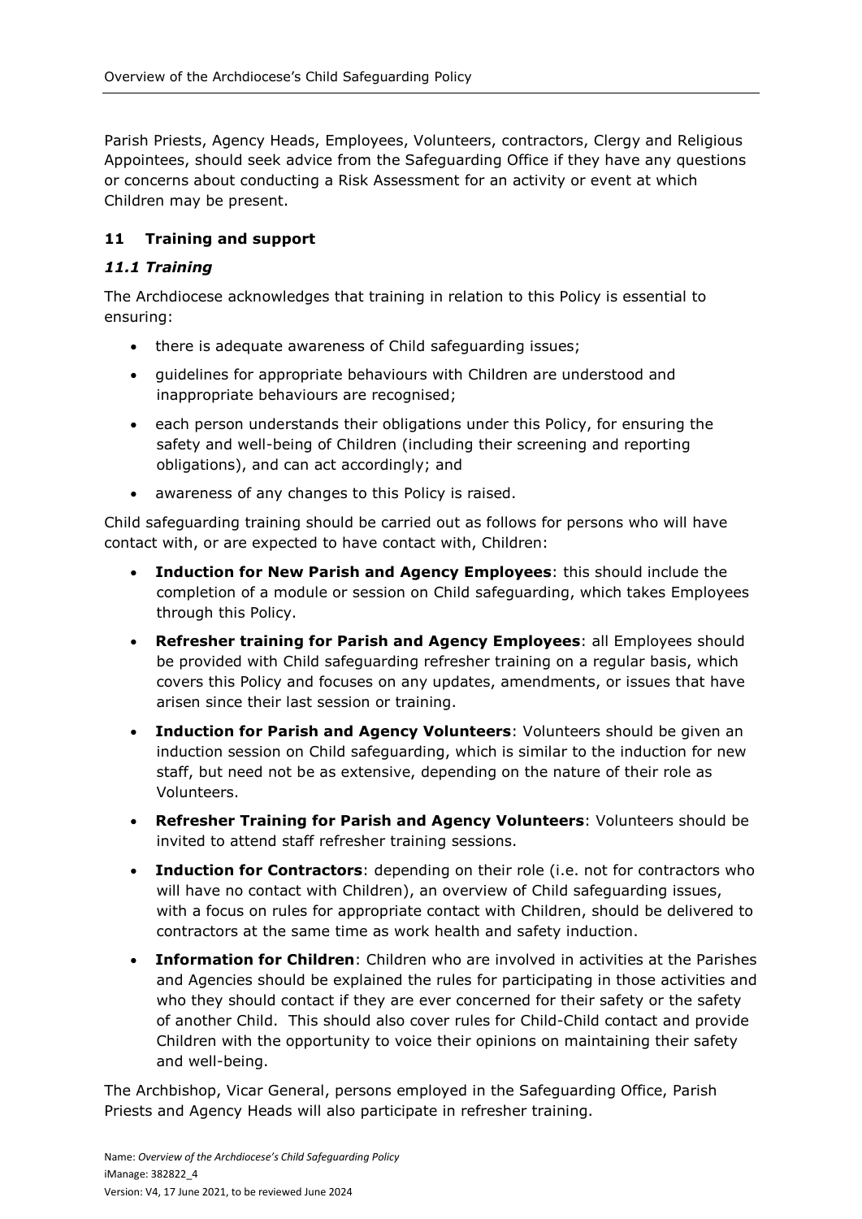Parish Priests, Agency Heads, Employees, Volunteers, contractors, Clergy and Religious Appointees, should seek advice from the Safeguarding Office if they have any questions or concerns about conducting a Risk Assessment for an activity or event at which Children may be present.

## 11 Training and support

### *11.1 Training*

The Archdiocese acknowledges that training in relation to this Policy is essential to ensuring:

- there is adequate awareness of Child safeguarding issues;
- guidelines for appropriate behaviours with Children are understood and inappropriate behaviours are recognised;
- each person understands their obligations under this Policy, for ensuring the safety and well-being of Children (including their screening and reporting obligations), and can act accordingly; and
- awareness of any changes to this Policy is raised.

Child safeguarding training should be carried out as follows for persons who will have contact with, or are expected to have contact with, Children:

- **Induction for New Parish and Agency Employees**: this should include the completion of a module or session on Child safeguarding, which takes Employees through this Policy.
- **Refresher training for Parish and Agency Employees**: all Employees should be provided with Child safeguarding refresher training on a regular basis, which covers this Policy and focuses on any updates, amendments, or issues that have arisen since their last session or training.
- **Induction for Parish and Agency Volunteers**: Volunteers should be given an induction session on Child safeguarding, which is similar to the induction for new staff, but need not be as extensive, depending on the nature of their role as Volunteers.
- **Refresher Training for Parish and Agency Volunteers**: Volunteers should be invited to attend staff refresher training sessions.
- **Induction for Contractors**: depending on their role (i.e. not for contractors who will have no contact with Children), an overview of Child safeguarding issues, with a focus on rules for appropriate contact with Children, should be delivered to contractors at the same time as work health and safety induction.
- **Information for Children**: Children who are involved in activities at the Parishes and Agencies should be explained the rules for participating in those activities and who they should contact if they are ever concerned for their safety or the safety of another Child. This should also cover rules for Child-Child contact and provide Children with the opportunity to voice their opinions on maintaining their safety and well-being.

The Archbishop, Vicar General, persons employed in the Safeguarding Office, Parish Priests and Agency Heads will also participate in refresher training.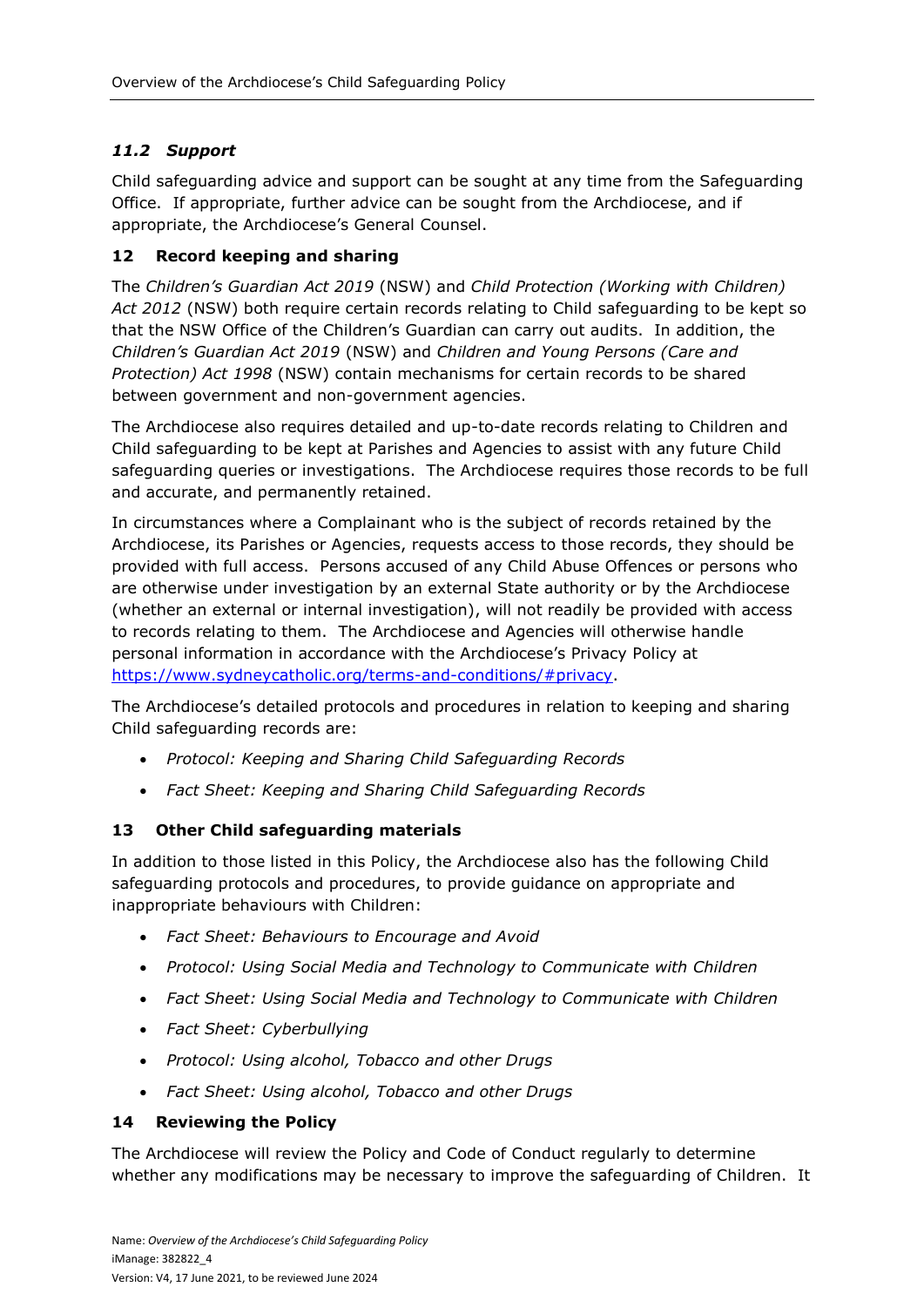### *11.2 Support*

Child safeguarding advice and support can be sought at any time from the Safeguarding Office. If appropriate, further advice can be sought from the Archdiocese, and if appropriate, the Archdiocese's General Counsel.

## 12 Record keeping and sharing

The *Children's Guardian Act 2019* (NSW) and *Child Protection (Working with Children) Act 2012* (NSW) both require certain records relating to Child safeguarding to be kept so that the NSW Office of the Children's Guardian can carry out audits. In addition, the *Children's Guardian Act 2019* (NSW) and *Children and Young Persons (Care and Protection) Act 1998* (NSW) contain mechanisms for certain records to be shared between government and non-government agencies.

The Archdiocese also requires detailed and up-to-date records relating to Children and Child safeguarding to be kept at Parishes and Agencies to assist with any future Child safeguarding queries or investigations. The Archdiocese requires those records to be full and accurate, and permanently retained.

In circumstances where a Complainant who is the subject of records retained by the Archdiocese, its Parishes or Agencies, requests access to those records, they should be provided with full access. Persons accused of any Child Abuse Offences or persons who are otherwise under investigation by an external State authority or by the Archdiocese (whether an external or internal investigation), will not readily be provided with access to records relating to them. The Archdiocese and Agencies will otherwise handle personal information in accordance with the Archdiocese's Privacy Policy at [https://www.sydneycatholic.org/terms-and-conditions/#privacy](https://www.sydneycatholic.org/terms-and-conditions/#privacy).

The Archdiocese's detailed protocols and procedures in relation to keeping and sharing Child safeguarding records are:

- *Protocol: Keeping and Sharing Child Safeguarding Records*
- *Fact Sheet: Keeping and Sharing Child Safeguarding Records*

## 13 Other Child safeguarding materials

In addition to those listed in this Policy, the Archdiocese also has the following Child safeguarding protocols and procedures, to provide guidance on appropriate and inappropriate behaviours with Children:

- *Fact Sheet: Behaviours to Encourage and Avoid*
- *Protocol: Using Social Media and Technology to Communicate with Children*
- *Fact Sheet: Using Social Media and Technology to Communicate with Children*
- *Fact Sheet: Cyberbullying*
- *Protocol: Using alcohol, Tobacco and other Drugs*
- *Fact Sheet: Using alcohol, Tobacco and other Drugs*

## 14 Reviewing the Policy

The Archdiocese will review the Policy and Code of Conduct regularly to determine whether any modifications may be necessary to improve the safeguarding of Children. It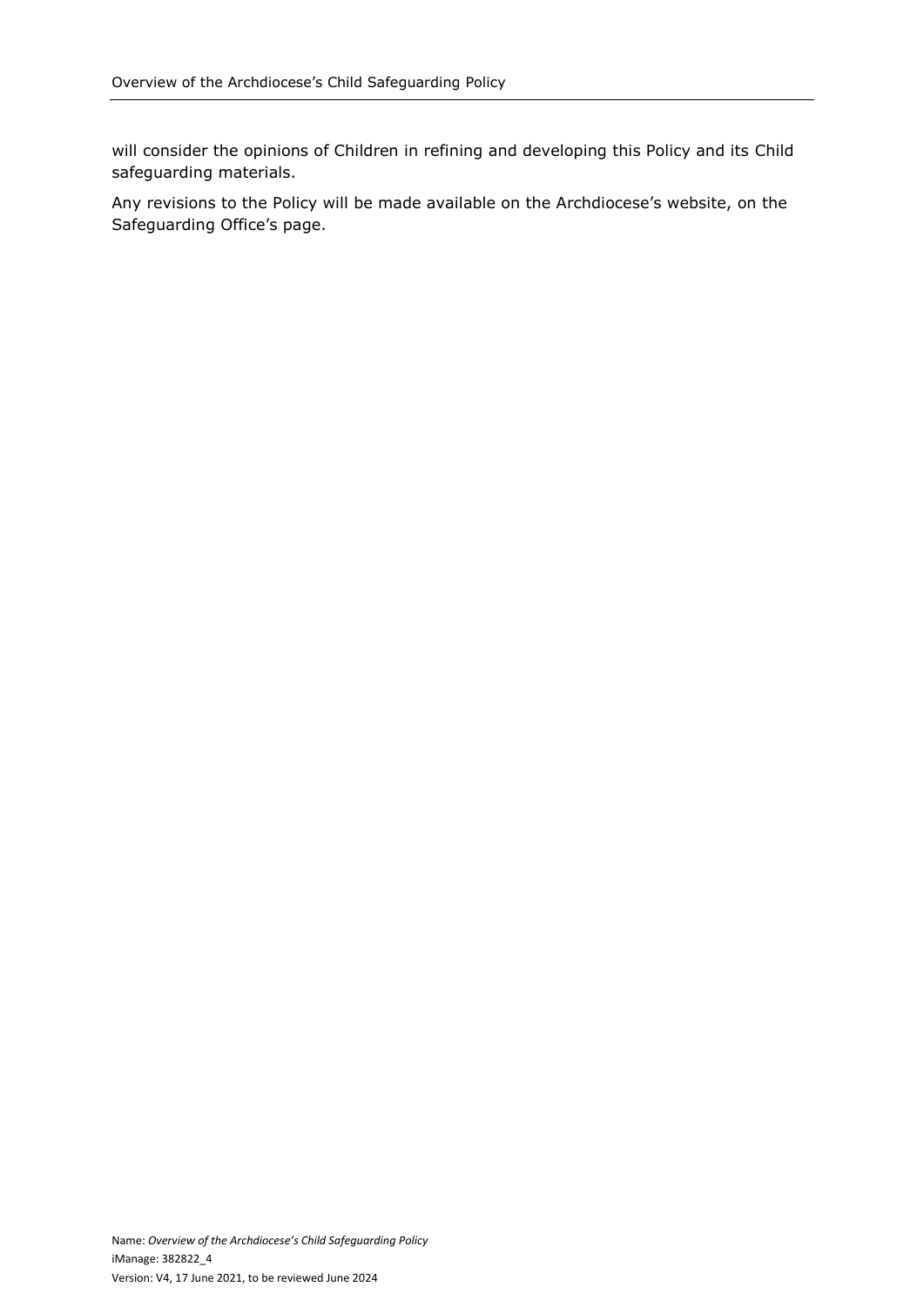will consider the opinions of Children in refining and developing this Policy and its Child safeguarding materials.

Any revisions to the Policy will be made available on the Archdiocese's website, on the Safeguarding Office's page.